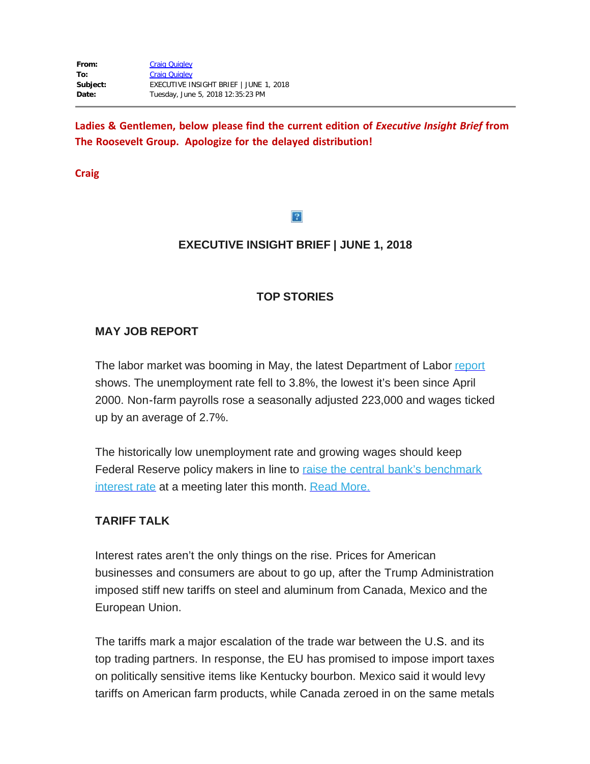| | |
|---|---|
| **From:** | Craig Quigley |
| **To:** | Craig Quigley |
| **Subject:** | EXECUTIVE INSIGHT BRIEF \| JUNE 1, 2018 |
| **Date:** | Tuesday, June 5, 2018 12:35:23 PM |

---

**Ladies & Gentlemen, below please find the current edition of *Executive Insight Brief* from The Roosevelt Group. Apologize for the delayed distribution!**

**Craig**

## EXECUTIVE INSIGHT BRIEF | JUNE 1, 2018

### TOP STORIES

#### MAY JOB REPORT

The labor market was booming in May, the latest Department of Labor report shows. The unemployment rate fell to 3.8%, the lowest it's been since April 2000. Non-farm payrolls rose a seasonally adjusted 223,000 and wages ticked up by an average of 2.7%.

The historically low unemployment rate and growing wages should keep Federal Reserve policy makers in line to raise the central bank's benchmark interest rate at a meeting later this month. Read More.

#### TARIFF TALK

Interest rates aren't the only things on the rise. Prices for American businesses and consumers are about to go up, after the Trump Administration imposed stiff new tariffs on steel and aluminum from Canada, Mexico and the European Union.

The tariffs mark a major escalation of the trade war between the U.S. and its top trading partners. In response, the EU has promised to impose import taxes on politically sensitive items like Kentucky bourbon. Mexico said it would levy tariffs on American farm products, while Canada zeroed in on the same metals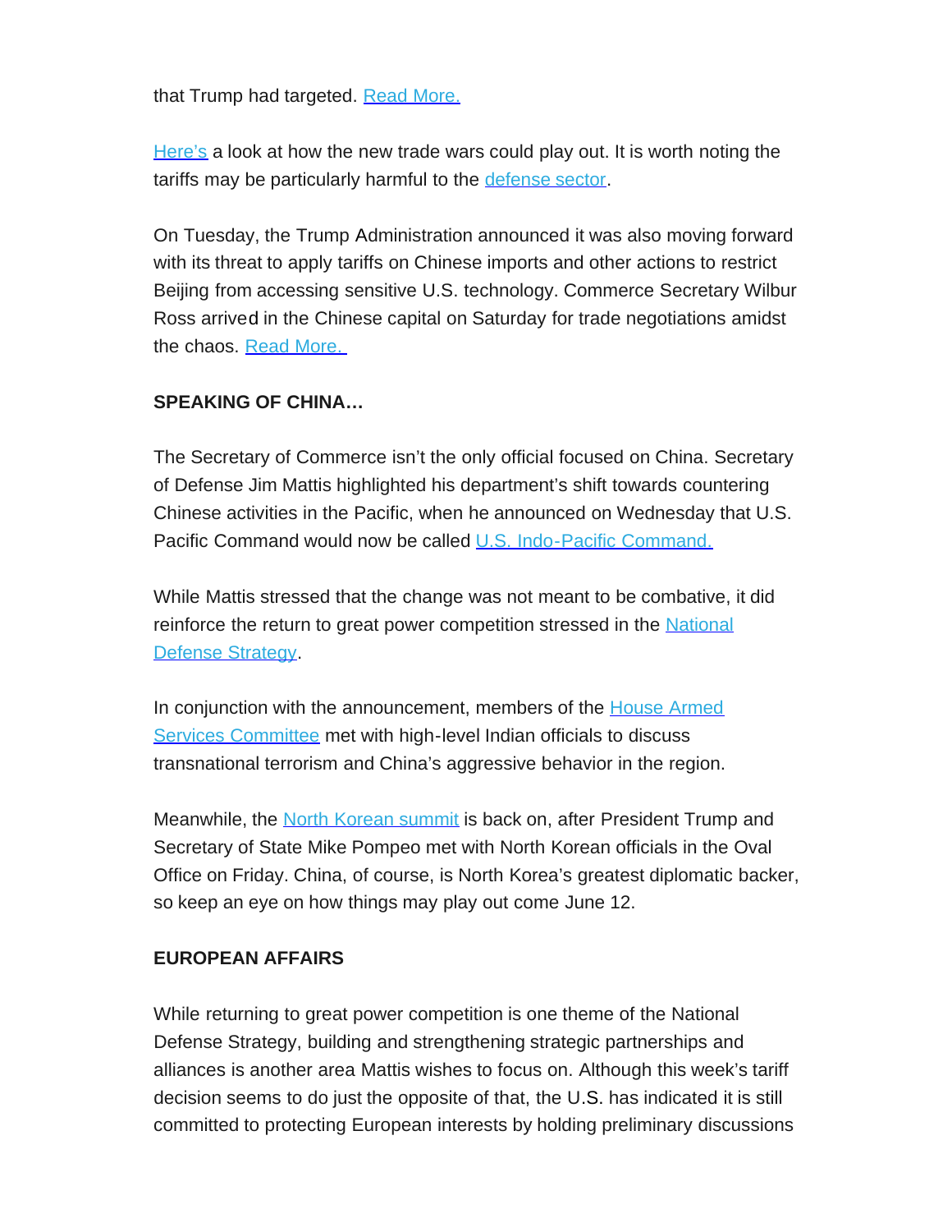that Trump had targeted. [Read More.]

[Here's] a look at how the new trade wars could play out. It is worth noting the tariffs may be particularly harmful to the [defense sector].

On Tuesday, the Trump Administration announced it was also moving forward with its threat to apply tariffs on Chinese imports and other actions to restrict Beijing from accessing sensitive U.S. technology. Commerce Secretary Wilbur Ross arrived in the Chinese capital on Saturday for trade negotiations amidst the chaos. [Read More.]

**SPEAKING OF CHINA…**

The Secretary of Commerce isn't the only official focused on China. Secretary of Defense Jim Mattis highlighted his department's shift towards countering Chinese activities in the Pacific, when he announced on Wednesday that U.S. Pacific Command would now be called [U.S. Indo-Pacific Command.]

While Mattis stressed that the change was not meant to be combative, it did reinforce the return to great power competition stressed in the [National Defense Strategy].

In conjunction with the announcement, members of the [House Armed Services Committee] met with high-level Indian officials to discuss transnational terrorism and China's aggressive behavior in the region.

Meanwhile, the [North Korean summit] is back on, after President Trump and Secretary of State Mike Pompeo met with North Korean officials in the Oval Office on Friday. China, of course, is North Korea's greatest diplomatic backer, so keep an eye on how things may play out come June 12.

**EUROPEAN AFFAIRS**

While returning to great power competition is one theme of the National Defense Strategy, building and strengthening strategic partnerships and alliances is another area Mattis wishes to focus on. Although this week's tariff decision seems to do just the opposite of that, the U.S. has indicated it is still committed to protecting European interests by holding preliminary discussions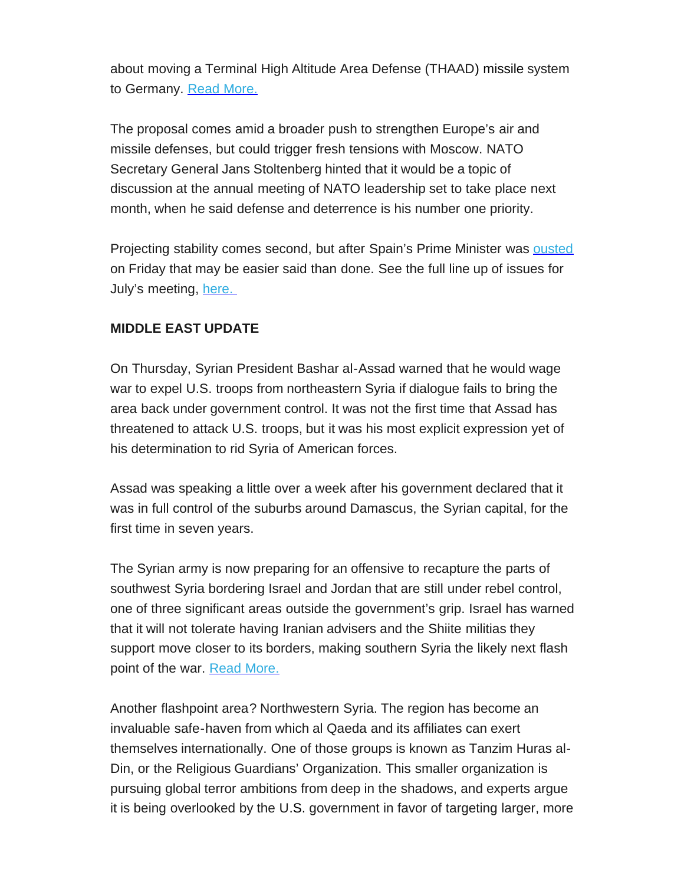about moving a Terminal High Altitude Area Defense (THAAD) missile system to Germany. [Read More.]

The proposal comes amid a broader push to strengthen Europe's air and missile defenses, but could trigger fresh tensions with Moscow. NATO Secretary General Jans Stoltenberg hinted that it would be a topic of discussion at the annual meeting of NATO leadership set to take place next month, when he said defense and deterrence is his number one priority.

Projecting stability comes second, but after Spain's Prime Minister was [ousted] on Friday that may be easier said than done. See the full line up of issues for July's meeting, [here.]

**MIDDLE EAST UPDATE**

On Thursday, Syrian President Bashar al-Assad warned that he would wage war to expel U.S. troops from northeastern Syria if dialogue fails to bring the area back under government control. It was not the first time that Assad has threatened to attack U.S. troops, but it was his most explicit expression yet of his determination to rid Syria of American forces.

Assad was speaking a little over a week after his government declared that it was in full control of the suburbs around Damascus, the Syrian capital, for the first time in seven years.

The Syrian army is now preparing for an offensive to recapture the parts of southwest Syria bordering Israel and Jordan that are still under rebel control, one of three significant areas outside the government's grip. Israel has warned that it will not tolerate having Iranian advisers and the Shiite militias they support move closer to its borders, making southern Syria the likely next flash point of the war. [Read More.]

Another flashpoint area? Northwestern Syria. The region has become an invaluable safe-haven from which al Qaeda and its affiliates can exert themselves internationally. One of those groups is known as Tanzim Huras al-Din, or the Religious Guardians' Organization. This smaller organization is pursuing global terror ambitions from deep in the shadows, and experts argue it is being overlooked by the U.S. government in favor of targeting larger, more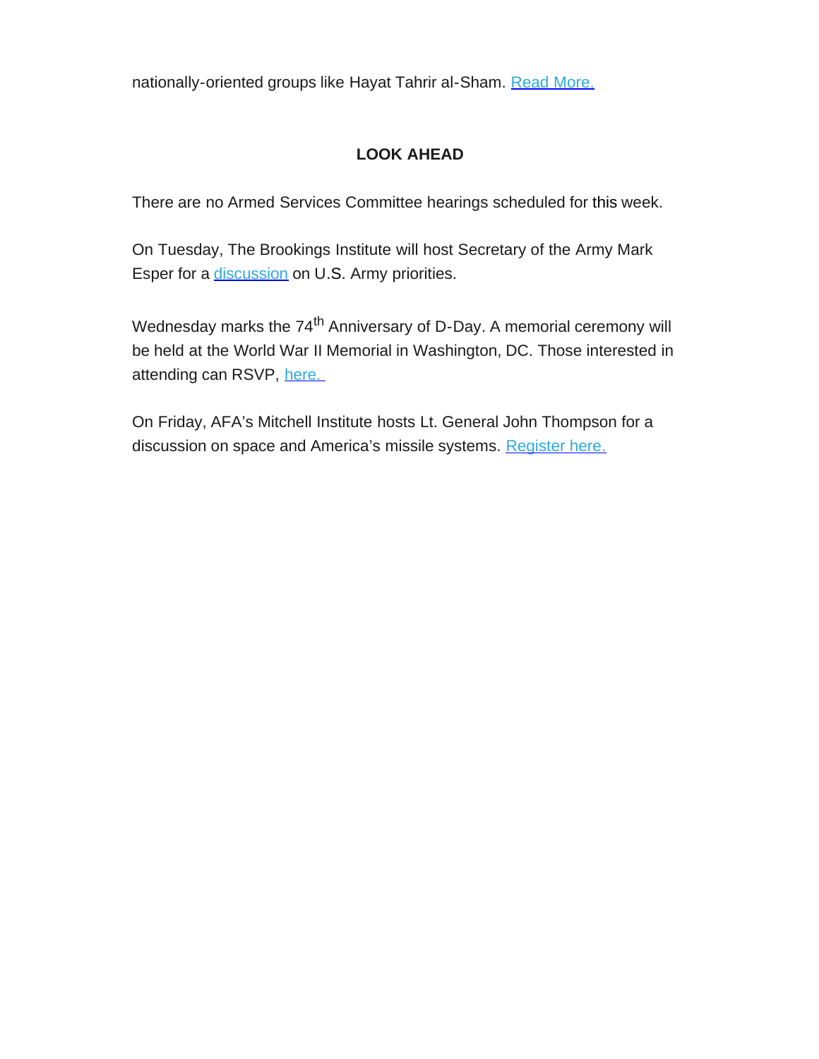nationally-oriented groups like Hayat Tahrir al-Sham. Read More.

**LOOK AHEAD**

There are no Armed Services Committee hearings scheduled for this week.

On Tuesday, The Brookings Institute will host Secretary of the Army Mark Esper for a discussion on U.S. Army priorities.

Wednesday marks the 74th Anniversary of D-Day. A memorial ceremony will be held at the World War II Memorial in Washington, DC. Those interested in attending can RSVP, here.

On Friday, AFA's Mitchell Institute hosts Lt. General John Thompson for a discussion on space and America's missile systems. Register here.